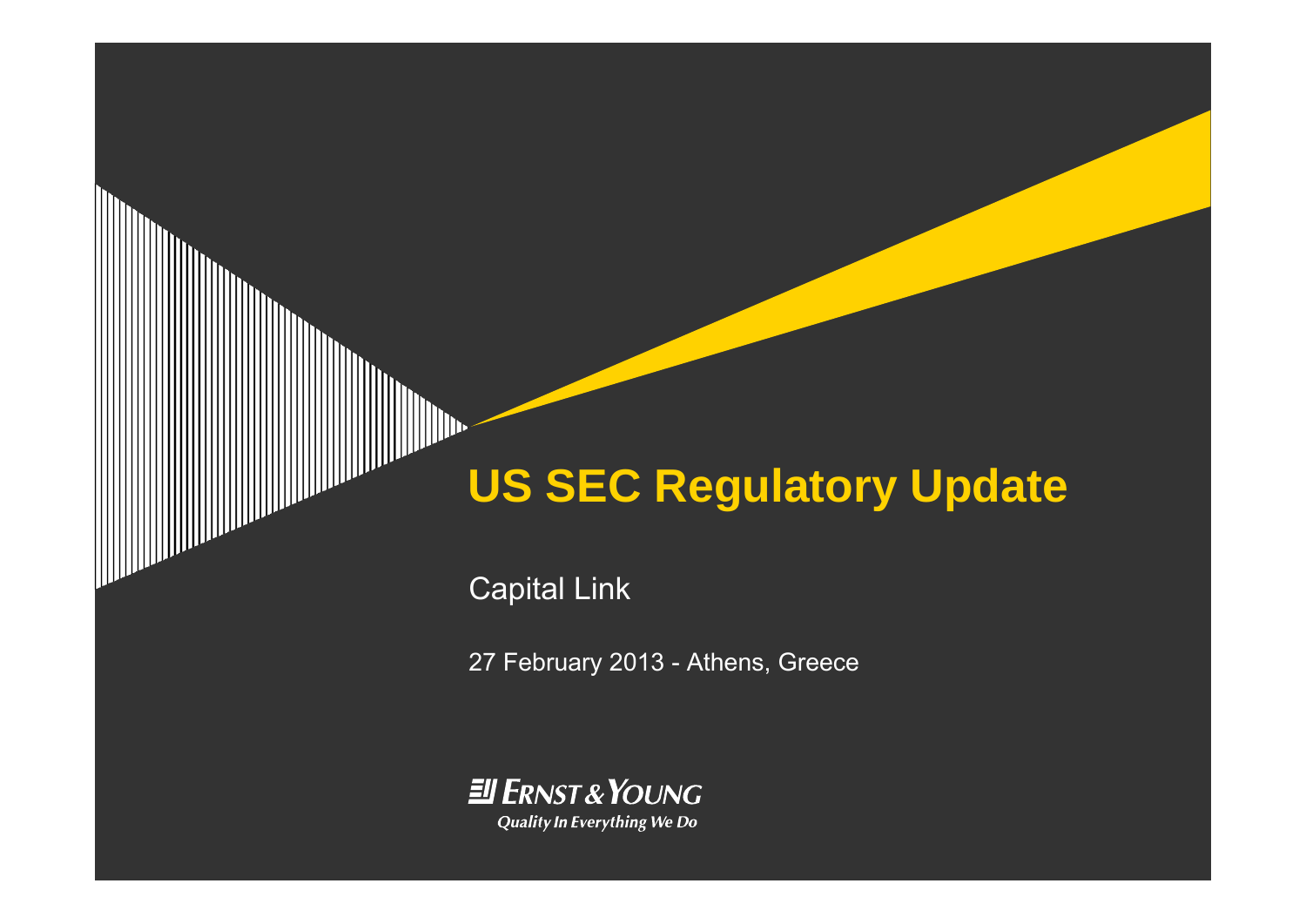# US SEC Regulatory Update

Capital Link

27 February 2013 - Athens, Greece

Ernst & Young

*Quality In Everything We Do*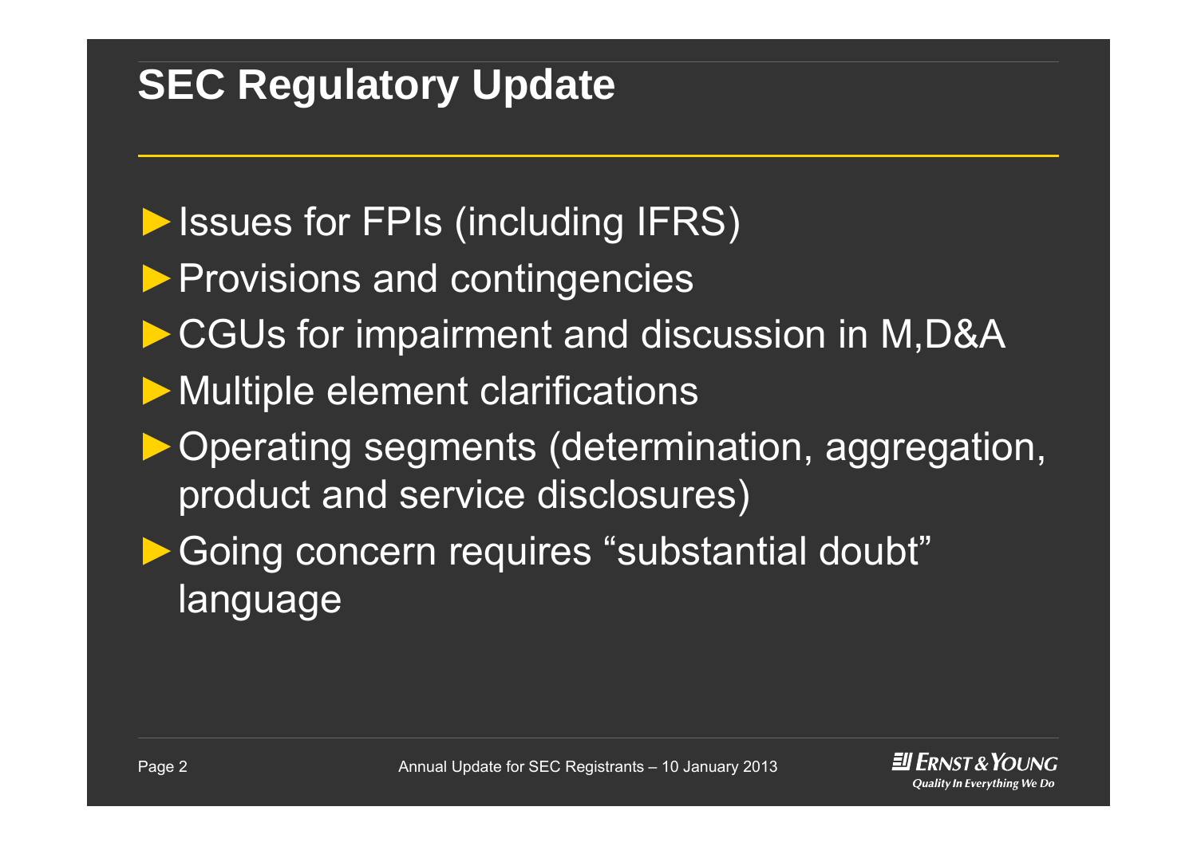# SEC Regulatory Update

- Issues for FPIs (including IFRS)
- Provisions and contingencies
- CGUs for impairment and discussion in M,D&A
- Multiple element clarifications
- Operating segments (determination, aggregation, product and service disclosures)
- Going concern requires “substantial doubt” language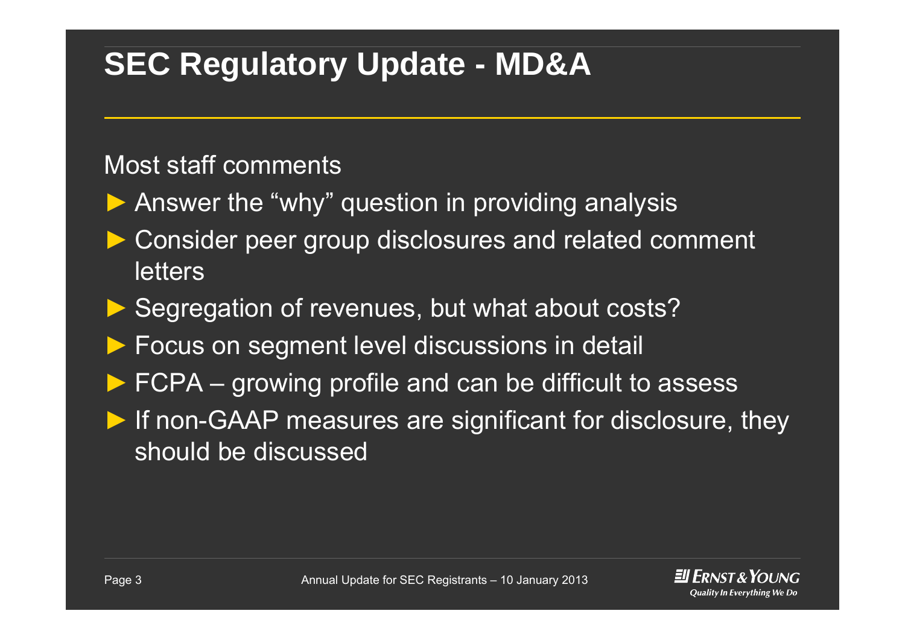# SEC Regulatory Update - MD&A

Most staff comments

- Answer the “why” question in providing analysis
- Consider peer group disclosures and related comment letters
- Segregation of revenues, but what about costs?
- Focus on segment level discussions in detail
- FCPA – growing profile and can be difficult to assess
- If non-GAAP measures are significant for disclosure, they should be discussed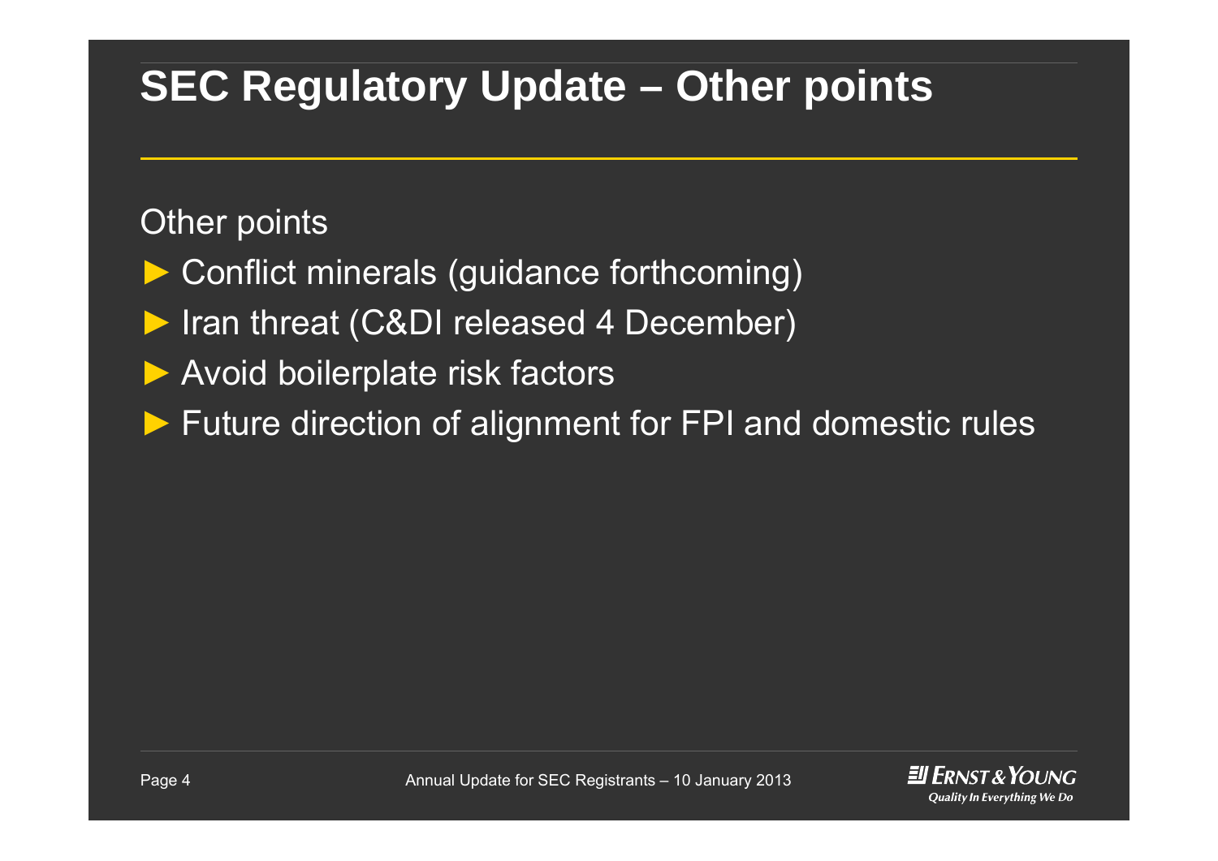# SEC Regulatory Update – Other points

Other points

- Conflict minerals (guidance forthcoming)
- Iran threat (C&DI released 4 December)
- Avoid boilerplate risk factors
- Future direction of alignment for FPI and domestic rules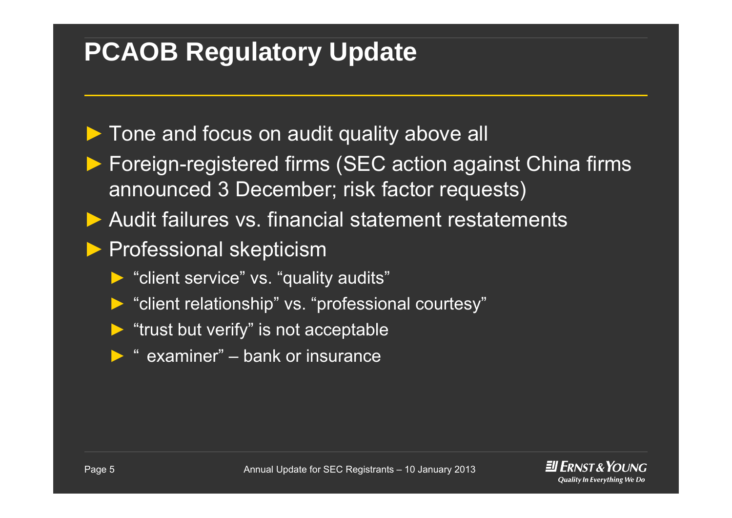# PCAOB Regulatory Update

- Tone and focus on audit quality above all
- Foreign-registered firms (SEC action against China firms announced 3 December; risk factor requests)
- Audit failures vs. financial statement restatements
- Professional skepticism
  - "client service" vs. "quality audits"
  - "client relationship" vs. "professional courtesy"
  - "trust but verify" is not acceptable
  - " examiner" – bank or insurance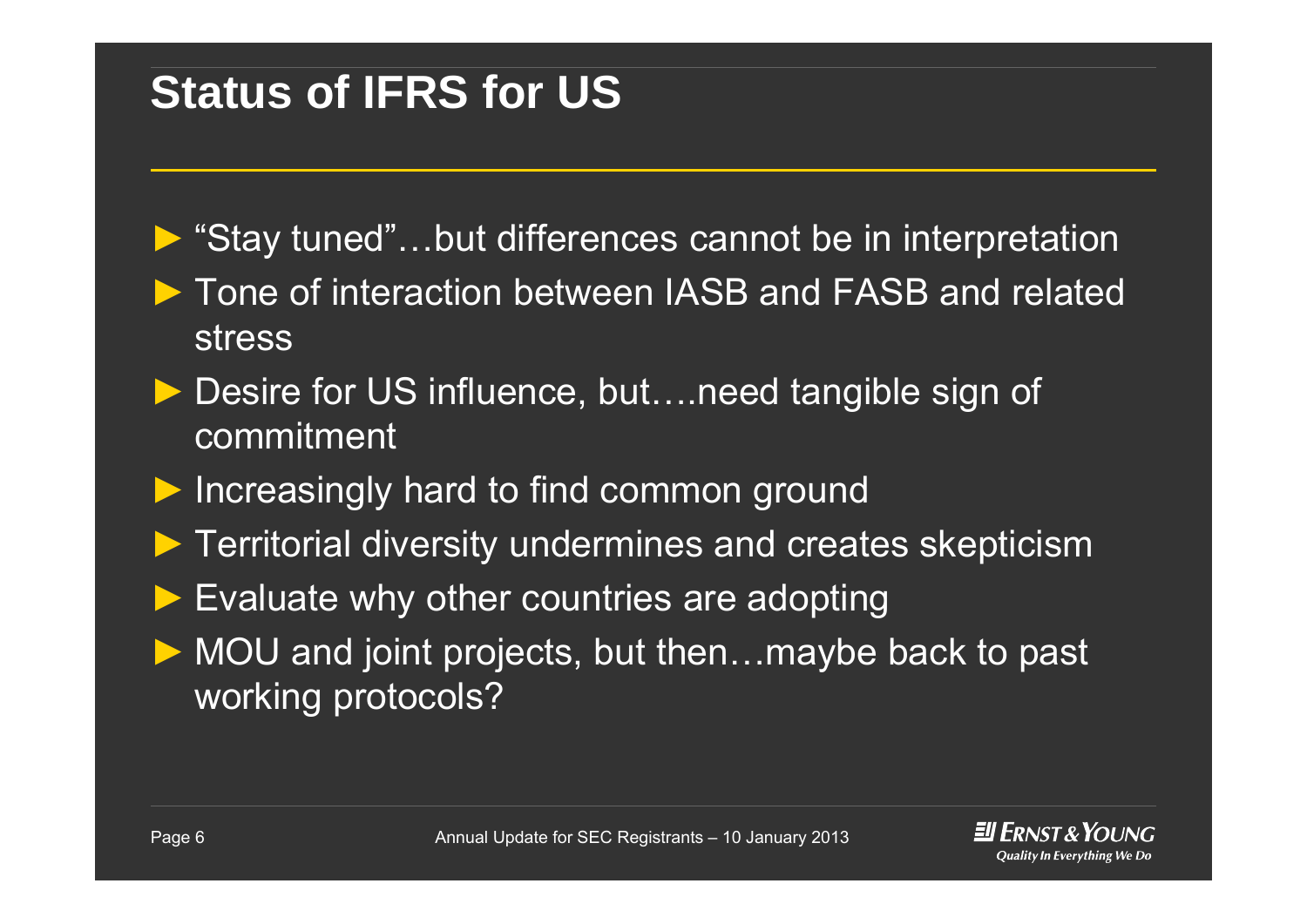# Status of IFRS for US

- "Stay tuned"…but differences cannot be in interpretation
- Tone of interaction between IASB and FASB and related stress
- Desire for US influence, but….need tangible sign of commitment
- Increasingly hard to find common ground
- Territorial diversity undermines and creates skepticism
- Evaluate why other countries are adopting
- MOU and joint projects, but then…maybe back to past working protocols?